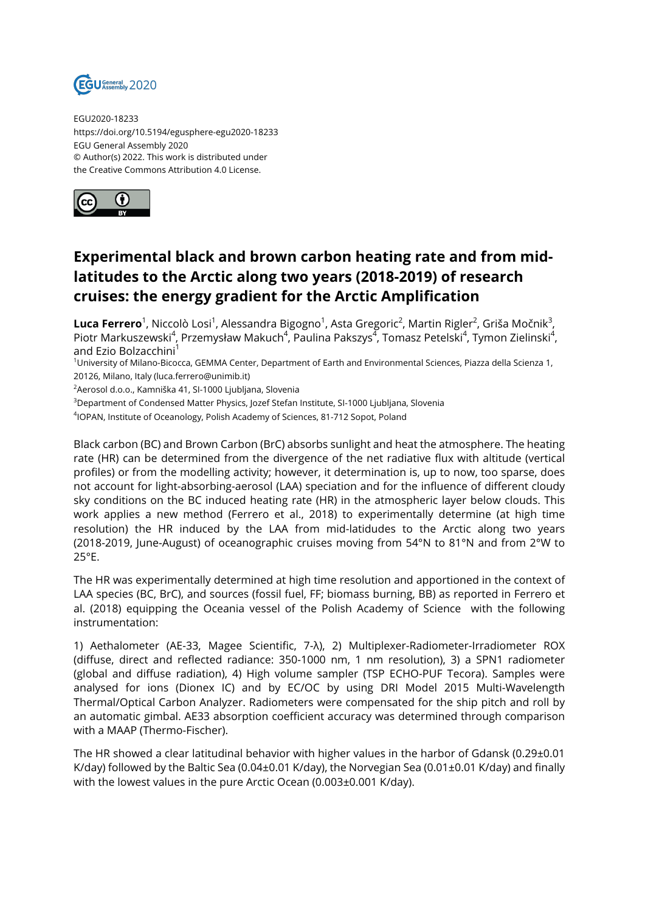EGU2020-18233
https://doi.org/10.5194/egusphere-egu2020-18233
EGU General Assembly 2020
© Author(s) 2022. This work is distributed under
the Creative Commons Attribution 4.0 License.

# Experimental black and brown carbon heating rate and from mid-latitudes to the Arctic along two years (2018-2019) of research cruises: the energy gradient for the Arctic Amplification

**Luca Ferrero**[1], Niccolò Losi[1], Alessandra Bigogno[1], Asta Gregoric[2], Martin Rigler[2], Griša Močnik[3], Piotr Markuszewski[4], Przemysław Makuch[4], Paulina Pakszys[4], Tomasz Petelski[4], Tymon Zielinski[4], and Ezio Bolzacchini[1]

[1]University of Milano-Bicocca, GEMMA Center, Department of Earth and Environmental Sciences, Piazza della Scienza 1, 20126, Milano, Italy (luca.ferrero@unimib.it)

[2]Aerosol d.o.o., Kamniška 41, SI-1000 Ljubljana, Slovenia

[3]Department of Condensed Matter Physics, Jozef Stefan Institute, SI-1000 Ljubljana, Slovenia

[4]IOPAN, Institute of Oceanology, Polish Academy of Sciences, 81-712 Sopot, Poland

Black carbon (BC) and Brown Carbon (BrC) absorbs sunlight and heat the atmosphere. The heating rate (HR) can be determined from the divergence of the net radiative flux with altitude (vertical profiles) or from the modelling activity; however, it determination is, up to now, too sparse, does not account for light-absorbing-aerosol (LAA) speciation and for the influence of different cloudy sky conditions on the BC induced heating rate (HR) in the atmospheric layer below clouds. This work applies a new method (Ferrero et al., 2018) to experimentally determine (at high time resolution) the HR induced by the LAA from mid-latidudes to the Arctic along two years (2018-2019, June-August) of oceanographic cruises moving from 54°N to 81°N and from 2°W to 25°E.

The HR was experimentally determined at high time resolution and apportioned in the context of LAA species (BC, BrC), and sources (fossil fuel, FF; biomass burning, BB) as reported in Ferrero et al. (2018) equipping the Oceania vessel of the Polish Academy of Science with the following instrumentation:

1) Aethalometer (AE-33, Magee Scientific, 7-λ), 2) Multiplexer-Radiometer-Irradiometer ROX (diffuse, direct and reflected radiance: 350-1000 nm, 1 nm resolution), 3) a SPN1 radiometer (global and diffuse radiation), 4) High volume sampler (TSP ECHO-PUF Tecora). Samples were analysed for ions (Dionex IC) and by EC/OC by using DRI Model 2015 Multi-Wavelength Thermal/Optical Carbon Analyzer. Radiometers were compensated for the ship pitch and roll by an automatic gimbal. AE33 absorption coefficient accuracy was determined through comparison with a MAAP (Thermo-Fischer).

The HR showed a clear latitudinal behavior with higher values in the harbor of Gdansk (0.29±0.01 K/day) followed by the Baltic Sea (0.04±0.01 K/day), the Norvegian Sea (0.01±0.01 K/day) and finally with the lowest values in the pure Arctic Ocean (0.003±0.001 K/day).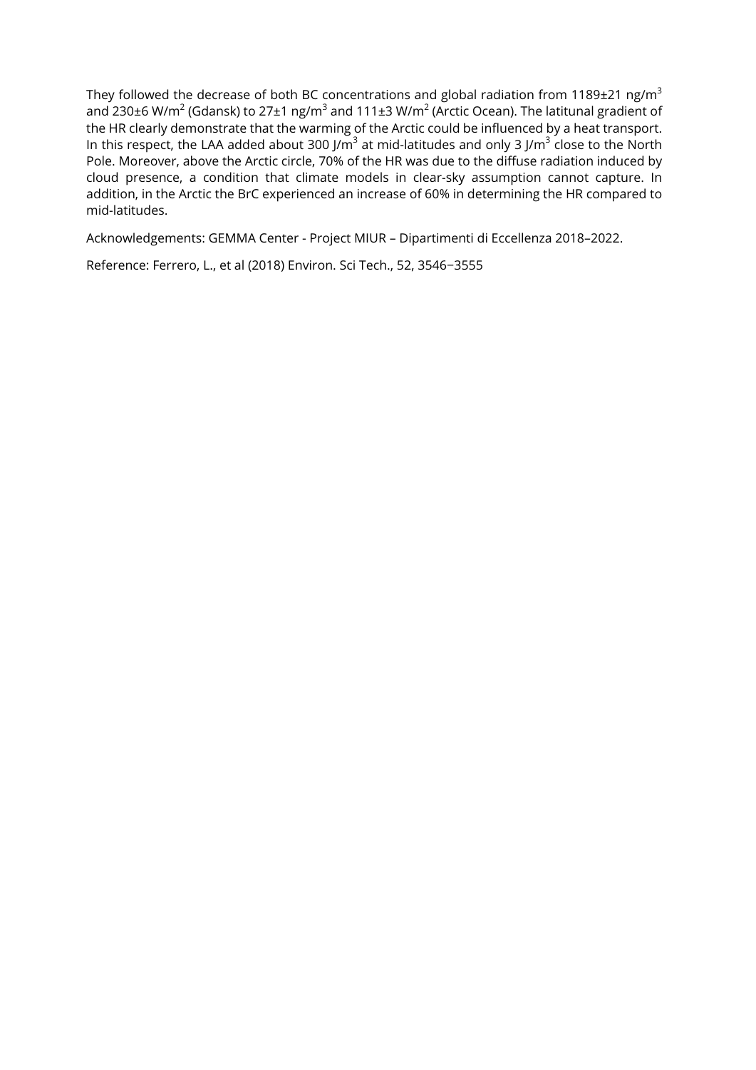They followed the decrease of both BC concentrations and global radiation from 1189±21 $ng/m^3$ and 230±6 $W/m^2$ (Gdansk) to 27±1 $ng/m^3$ and 111±3 $W/m^2$ (Arctic Ocean). The latitunal gradient of the HR clearly demonstrate that the warming of the Arctic could be influenced by a heat transport. In this respect, the LAA added about 300 $J/m^3$ at mid-latitudes and only 3 $J/m^3$ close to the North Pole. Moreover, above the Arctic circle, 70% of the HR was due to the diffuse radiation induced by cloud presence, a condition that climate models in clear-sky assumption cannot capture. In addition, in the Arctic the BrC experienced an increase of 60% in determining the HR compared to mid-latitudes.

Acknowledgements: GEMMA Center - Project MIUR – Dipartimenti di Eccellenza 2018–2022.

Reference: Ferrero, L., et al (2018) Environ. Sci Tech., 52, 3546−3555